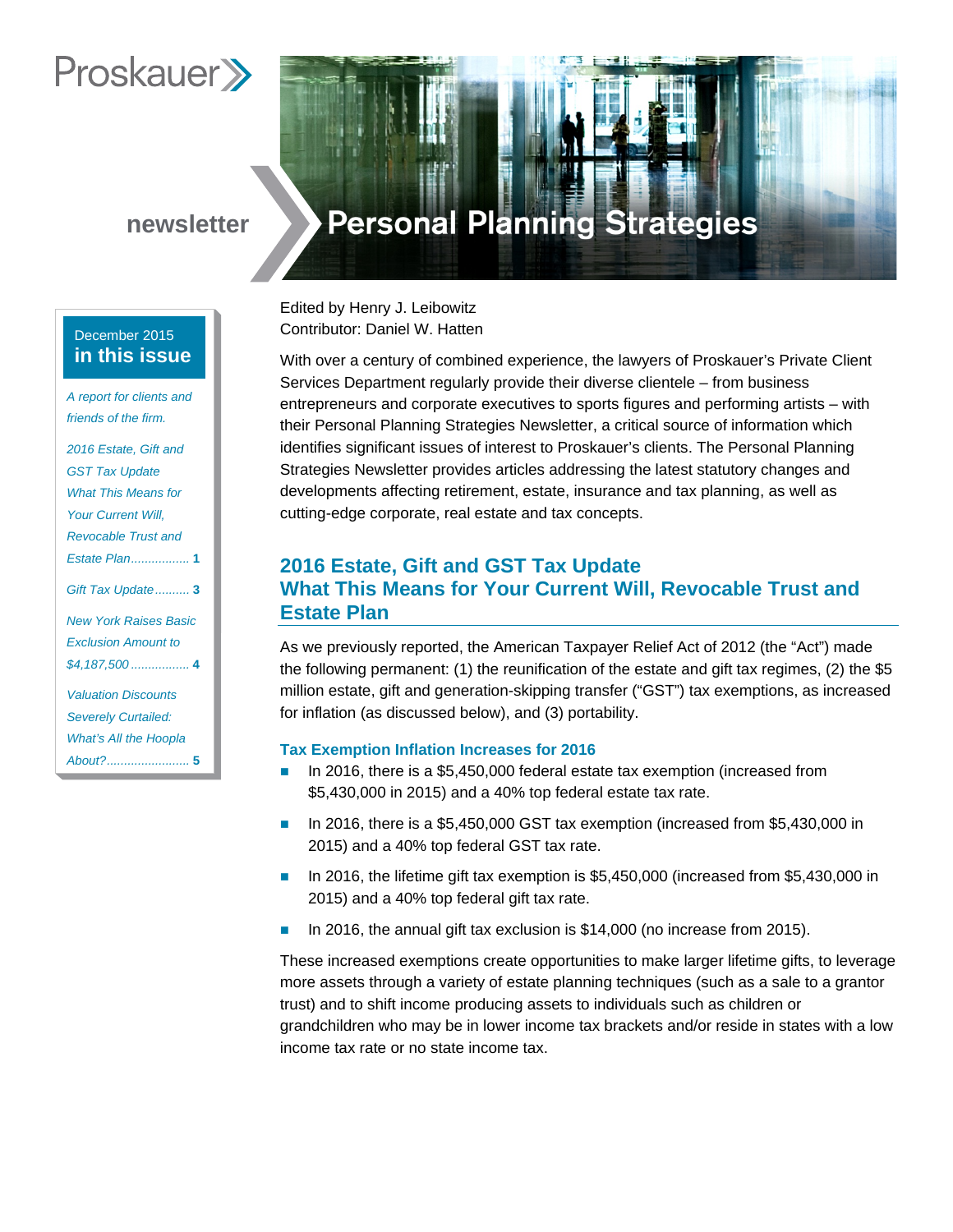Proskauer

newsletter

# Personal Planning Strategies

December 2015
**in this issue**

*A report for clients and friends of the firm.*

*2016 Estate, Gift and GST Tax Update What This Means for Your Current Will, Revocable Trust and Estate Plan* ................. **1**

*Gift Tax Update* .......... **3**

*New York Raises Basic Exclusion Amount to $4,187,500* ................. **4**

*Valuation Discounts Severely Curtailed: What's All the Hoopla About?* ........................ **5**

Edited by Henry J. Leibowitz
Contributor: Daniel W. Hatten

With over a century of combined experience, the lawyers of Proskauer's Private Client Services Department regularly provide their diverse clientele – from business entrepreneurs and corporate executives to sports figures and performing artists – with their Personal Planning Strategies Newsletter, a critical source of information which identifies significant issues of interest to Proskauer's clients. The Personal Planning Strategies Newsletter provides articles addressing the latest statutory changes and developments affecting retirement, estate, insurance and tax planning, as well as cutting-edge corporate, real estate and tax concepts.

## 2016 Estate, Gift and GST Tax Update What This Means for Your Current Will, Revocable Trust and Estate Plan

As we previously reported, the American Taxpayer Relief Act of 2012 (the "Act") made the following permanent: (1) the reunification of the estate and gift tax regimes, (2) the $5 million estate, gift and generation-skipping transfer ("GST") tax exemptions, as increased for inflation (as discussed below), and (3) portability.

### Tax Exemption Inflation Increases for 2016

- In 2016, there is a $5,450,000 federal estate tax exemption (increased from $5,430,000 in 2015) and a 40% top federal estate tax rate.
- In 2016, there is a $5,450,000 GST tax exemption (increased from $5,430,000 in 2015) and a 40% top federal GST tax rate.
- In 2016, the lifetime gift tax exemption is $5,450,000 (increased from $5,430,000 in 2015) and a 40% top federal gift tax rate.
- In 2016, the annual gift tax exclusion is $14,000 (no increase from 2015).

These increased exemptions create opportunities to make larger lifetime gifts, to leverage more assets through a variety of estate planning techniques (such as a sale to a grantor trust) and to shift income producing assets to individuals such as children or grandchildren who may be in lower income tax brackets and/or reside in states with a low income tax rate or no state income tax.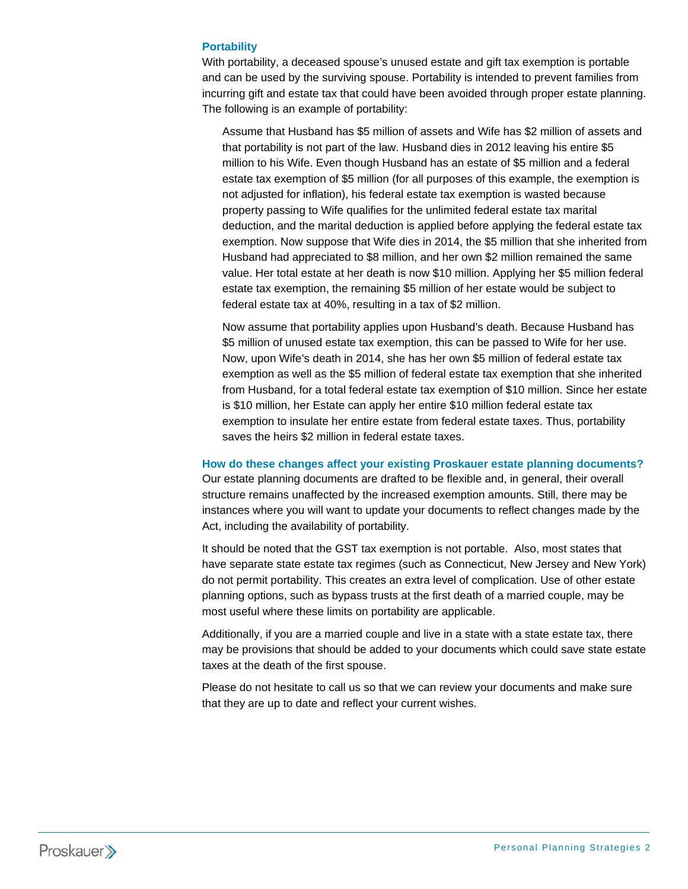### Portability

With portability, a deceased spouse's unused estate and gift tax exemption is portable and can be used by the surviving spouse. Portability is intended to prevent families from incurring gift and estate tax that could have been avoided through proper estate planning. The following is an example of portability:

> Assume that Husband has $5 million of assets and Wife has $2 million of assets and that portability is not part of the law. Husband dies in 2012 leaving his entire $5 million to his Wife. Even though Husband has an estate of $5 million and a federal estate tax exemption of $5 million (for all purposes of this example, the exemption is not adjusted for inflation), his federal estate tax exemption is wasted because property passing to Wife qualifies for the unlimited federal estate tax marital deduction, and the marital deduction is applied before applying the federal estate tax exemption. Now suppose that Wife dies in 2014, the $5 million that she inherited from Husband had appreciated to $8 million, and her own $2 million remained the same value. Her total estate at her death is now $10 million. Applying her $5 million federal estate tax exemption, the remaining $5 million of her estate would be subject to federal estate tax at 40%, resulting in a tax of $2 million.
>
> Now assume that portability applies upon Husband's death. Because Husband has $5 million of unused estate tax exemption, this can be passed to Wife for her use. Now, upon Wife's death in 2014, she has her own $5 million of federal estate tax exemption as well as the $5 million of federal estate tax exemption that she inherited from Husband, for a total federal estate tax exemption of $10 million. Since her estate is $10 million, her Estate can apply her entire $10 million federal estate tax exemption to insulate her entire estate from federal estate taxes. Thus, portability saves the heirs $2 million in federal estate taxes.

### How do these changes affect your existing Proskauer estate planning documents?

Our estate planning documents are drafted to be flexible and, in general, their overall structure remains unaffected by the increased exemption amounts. Still, there may be instances where you will want to update your documents to reflect changes made by the Act, including the availability of portability.

It should be noted that the GST tax exemption is not portable. Also, most states that have separate state estate tax regimes (such as Connecticut, New Jersey and New York) do not permit portability. This creates an extra level of complication. Use of other estate planning options, such as bypass trusts at the first death of a married couple, may be most useful where these limits on portability are applicable.

Additionally, if you are a married couple and live in a state with a state estate tax, there may be provisions that should be added to your documents which could save state estate taxes at the death of the first spouse.

Please do not hesitate to call us so that we can review your documents and make sure that they are up to date and reflect your current wishes.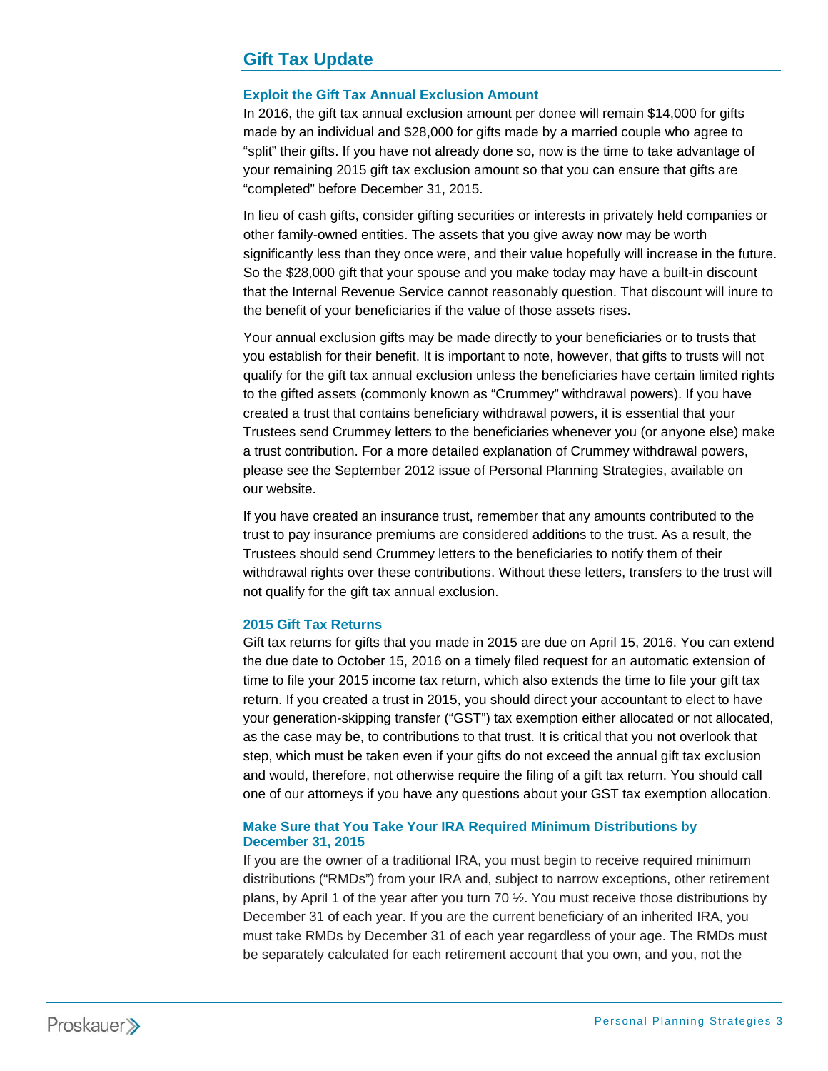## Gift Tax Update

### Exploit the Gift Tax Annual Exclusion Amount

In 2016, the gift tax annual exclusion amount per donee will remain $14,000 for gifts made by an individual and $28,000 for gifts made by a married couple who agree to "split" their gifts. If you have not already done so, now is the time to take advantage of your remaining 2015 gift tax exclusion amount so that you can ensure that gifts are "completed" before December 31, 2015.

In lieu of cash gifts, consider gifting securities or interests in privately held companies or other family-owned entities. The assets that you give away now may be worth significantly less than they once were, and their value hopefully will increase in the future. So the $28,000 gift that your spouse and you make today may have a built-in discount that the Internal Revenue Service cannot reasonably question. That discount will inure to the benefit of your beneficiaries if the value of those assets rises.

Your annual exclusion gifts may be made directly to your beneficiaries or to trusts that you establish for their benefit. It is important to note, however, that gifts to trusts will not qualify for the gift tax annual exclusion unless the beneficiaries have certain limited rights to the gifted assets (commonly known as "Crummey" withdrawal powers). If you have created a trust that contains beneficiary withdrawal powers, it is essential that your Trustees send Crummey letters to the beneficiaries whenever you (or anyone else) make a trust contribution. For a more detailed explanation of Crummey withdrawal powers, please see the September 2012 issue of Personal Planning Strategies, available on our website.

If you have created an insurance trust, remember that any amounts contributed to the trust to pay insurance premiums are considered additions to the trust. As a result, the Trustees should send Crummey letters to the beneficiaries to notify them of their withdrawal rights over these contributions. Without these letters, transfers to the trust will not qualify for the gift tax annual exclusion.

### 2015 Gift Tax Returns

Gift tax returns for gifts that you made in 2015 are due on April 15, 2016. You can extend the due date to October 15, 2016 on a timely filed request for an automatic extension of time to file your 2015 income tax return, which also extends the time to file your gift tax return. If you created a trust in 2015, you should direct your accountant to elect to have your generation-skipping transfer ("GST") tax exemption either allocated or not allocated, as the case may be, to contributions to that trust. It is critical that you not overlook that step, which must be taken even if your gifts do not exceed the annual gift tax exclusion and would, therefore, not otherwise require the filing of a gift tax return. You should call one of our attorneys if you have any questions about your GST tax exemption allocation.

### Make Sure that You Take Your IRA Required Minimum Distributions by December 31, 2015

If you are the owner of a traditional IRA, you must begin to receive required minimum distributions ("RMDs") from your IRA and, subject to narrow exceptions, other retirement plans, by April 1 of the year after you turn 70 ½. You must receive those distributions by December 31 of each year. If you are the current beneficiary of an inherited IRA, you must take RMDs by December 31 of each year regardless of your age. The RMDs must be separately calculated for each retirement account that you own, and you, not the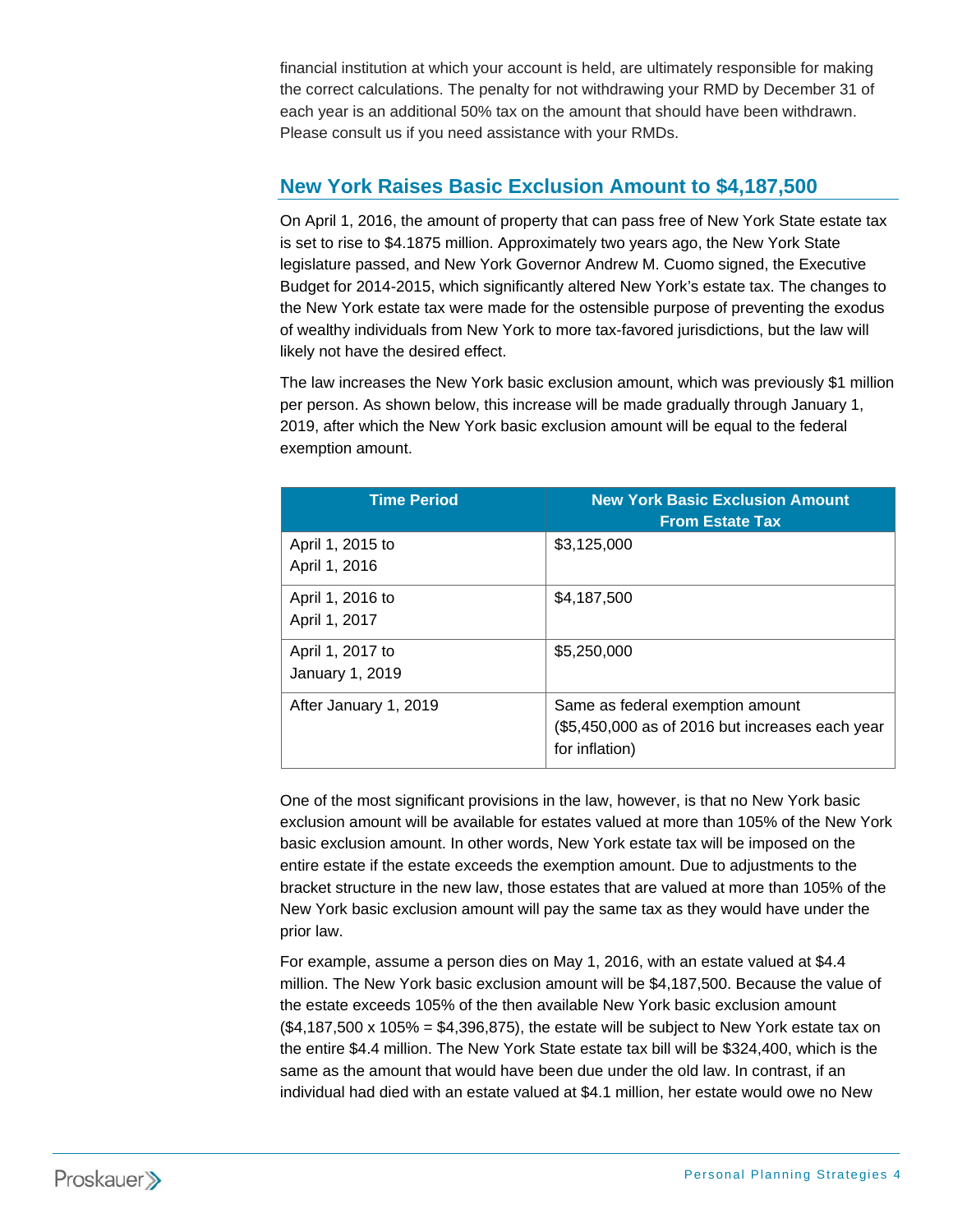financial institution at which your account is held, are ultimately responsible for making the correct calculations. The penalty for not withdrawing your RMD by December 31 of each year is an additional 50% tax on the amount that should have been withdrawn. Please consult us if you need assistance with your RMDs.

## New York Raises Basic Exclusion Amount to $4,187,500

On April 1, 2016, the amount of property that can pass free of New York State estate tax is set to rise to $4.1875 million. Approximately two years ago, the New York State legislature passed, and New York Governor Andrew M. Cuomo signed, the Executive Budget for 2014-2015, which significantly altered New York's estate tax. The changes to the New York estate tax were made for the ostensible purpose of preventing the exodus of wealthy individuals from New York to more tax-favored jurisdictions, but the law will likely not have the desired effect.

The law increases the New York basic exclusion amount, which was previously $1 million per person. As shown below, this increase will be made gradually through January 1, 2019, after which the New York basic exclusion amount will be equal to the federal exemption amount.

| Time Period | New York Basic Exclusion Amount From Estate Tax |
| --- | --- |
| April 1, 2015 to April 1, 2016 | $3,125,000 |
| April 1, 2016 to April 1, 2017 | $4,187,500 |
| April 1, 2017 to January 1, 2019 | $5,250,000 |
| After January 1, 2019 | Same as federal exemption amount ($5,450,000 as of 2016 but increases each year for inflation) |

One of the most significant provisions in the law, however, is that no New York basic exclusion amount will be available for estates valued at more than 105% of the New York basic exclusion amount. In other words, New York estate tax will be imposed on the entire estate if the estate exceeds the exemption amount. Due to adjustments to the bracket structure in the new law, those estates that are valued at more than 105% of the New York basic exclusion amount will pay the same tax as they would have under the prior law.

For example, assume a person dies on May 1, 2016, with an estate valued at $4.4 million. The New York basic exclusion amount will be $4,187,500. Because the value of the estate exceeds 105% of the then available New York basic exclusion amount ($4,187,500 x 105% = $4,396,875), the estate will be subject to New York estate tax on the entire $4.4 million. The New York State estate tax bill will be $324,400, which is the same as the amount that would have been due under the old law. In contrast, if an individual had died with an estate valued at $4.1 million, her estate would owe no New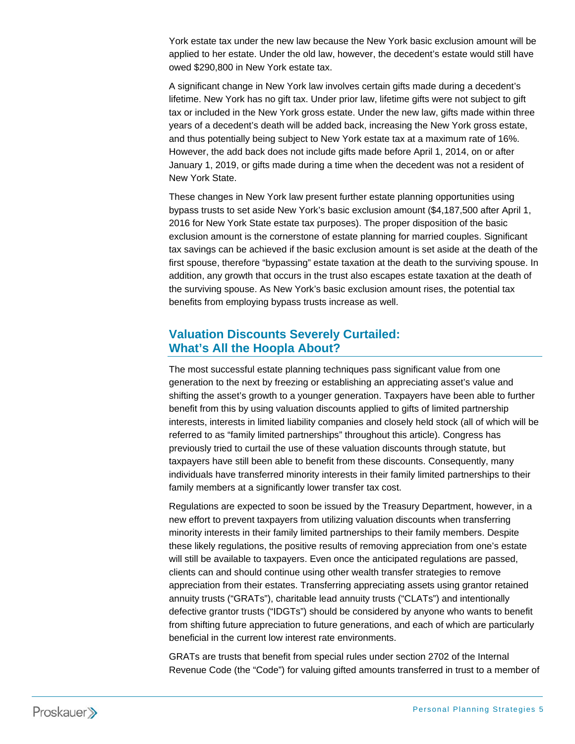York estate tax under the new law because the New York basic exclusion amount will be applied to her estate. Under the old law, however, the decedent's estate would still have owed $290,800 in New York estate tax.

A significant change in New York law involves certain gifts made during a decedent's lifetime. New York has no gift tax. Under prior law, lifetime gifts were not subject to gift tax or included in the New York gross estate. Under the new law, gifts made within three years of a decedent's death will be added back, increasing the New York gross estate, and thus potentially being subject to New York estate tax at a maximum rate of 16%. However, the add back does not include gifts made before April 1, 2014, on or after January 1, 2019, or gifts made during a time when the decedent was not a resident of New York State.

These changes in New York law present further estate planning opportunities using bypass trusts to set aside New York's basic exclusion amount ($4,187,500 after April 1, 2016 for New York State estate tax purposes). The proper disposition of the basic exclusion amount is the cornerstone of estate planning for married couples. Significant tax savings can be achieved if the basic exclusion amount is set aside at the death of the first spouse, therefore "bypassing" estate taxation at the death to the surviving spouse. In addition, any growth that occurs in the trust also escapes estate taxation at the death of the surviving spouse. As New York's basic exclusion amount rises, the potential tax benefits from employing bypass trusts increase as well.

## Valuation Discounts Severely Curtailed: What's All the Hoopla About?

The most successful estate planning techniques pass significant value from one generation to the next by freezing or establishing an appreciating asset's value and shifting the asset's growth to a younger generation. Taxpayers have been able to further benefit from this by using valuation discounts applied to gifts of limited partnership interests, interests in limited liability companies and closely held stock (all of which will be referred to as "family limited partnerships" throughout this article). Congress has previously tried to curtail the use of these valuation discounts through statute, but taxpayers have still been able to benefit from these discounts. Consequently, many individuals have transferred minority interests in their family limited partnerships to their family members at a significantly lower transfer tax cost.

Regulations are expected to soon be issued by the Treasury Department, however, in a new effort to prevent taxpayers from utilizing valuation discounts when transferring minority interests in their family limited partnerships to their family members. Despite these likely regulations, the positive results of removing appreciation from one's estate will still be available to taxpayers. Even once the anticipated regulations are passed, clients can and should continue using other wealth transfer strategies to remove appreciation from their estates. Transferring appreciating assets using grantor retained annuity trusts ("GRATs"), charitable lead annuity trusts ("CLATs") and intentionally defective grantor trusts ("IDGTs") should be considered by anyone who wants to benefit from shifting future appreciation to future generations, and each of which are particularly beneficial in the current low interest rate environments.

GRATs are trusts that benefit from special rules under section 2702 of the Internal Revenue Code (the "Code") for valuing gifted amounts transferred in trust to a member of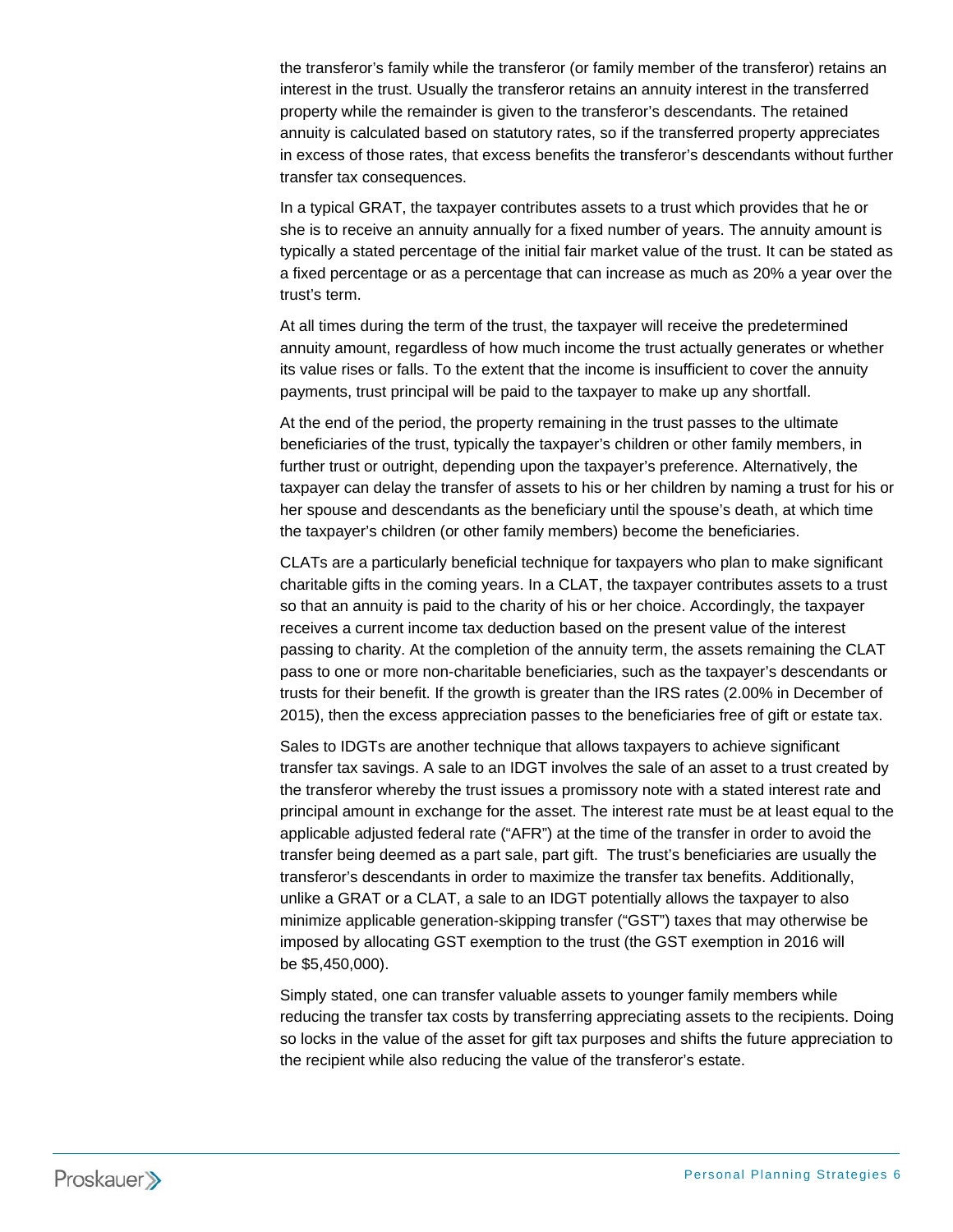the transferor's family while the transferor (or family member of the transferor) retains an interest in the trust. Usually the transferor retains an annuity interest in the transferred property while the remainder is given to the transferor's descendants. The retained annuity is calculated based on statutory rates, so if the transferred property appreciates in excess of those rates, that excess benefits the transferor's descendants without further transfer tax consequences.

In a typical GRAT, the taxpayer contributes assets to a trust which provides that he or she is to receive an annuity annually for a fixed number of years. The annuity amount is typically a stated percentage of the initial fair market value of the trust. It can be stated as a fixed percentage or as a percentage that can increase as much as 20% a year over the trust's term.

At all times during the term of the trust, the taxpayer will receive the predetermined annuity amount, regardless of how much income the trust actually generates or whether its value rises or falls. To the extent that the income is insufficient to cover the annuity payments, trust principal will be paid to the taxpayer to make up any shortfall.

At the end of the period, the property remaining in the trust passes to the ultimate beneficiaries of the trust, typically the taxpayer's children or other family members, in further trust or outright, depending upon the taxpayer's preference. Alternatively, the taxpayer can delay the transfer of assets to his or her children by naming a trust for his or her spouse and descendants as the beneficiary until the spouse's death, at which time the taxpayer's children (or other family members) become the beneficiaries.

CLATs are a particularly beneficial technique for taxpayers who plan to make significant charitable gifts in the coming years. In a CLAT, the taxpayer contributes assets to a trust so that an annuity is paid to the charity of his or her choice. Accordingly, the taxpayer receives a current income tax deduction based on the present value of the interest passing to charity. At the completion of the annuity term, the assets remaining the CLAT pass to one or more non-charitable beneficiaries, such as the taxpayer's descendants or trusts for their benefit. If the growth is greater than the IRS rates (2.00% in December of 2015), then the excess appreciation passes to the beneficiaries free of gift or estate tax.

Sales to IDGTs are another technique that allows taxpayers to achieve significant transfer tax savings. A sale to an IDGT involves the sale of an asset to a trust created by the transferor whereby the trust issues a promissory note with a stated interest rate and principal amount in exchange for the asset. The interest rate must be at least equal to the applicable adjusted federal rate ("AFR") at the time of the transfer in order to avoid the transfer being deemed as a part sale, part gift. The trust's beneficiaries are usually the transferor's descendants in order to maximize the transfer tax benefits. Additionally, unlike a GRAT or a CLAT, a sale to an IDGT potentially allows the taxpayer to also minimize applicable generation-skipping transfer ("GST") taxes that may otherwise be imposed by allocating GST exemption to the trust (the GST exemption in 2016 will be $5,450,000).

Simply stated, one can transfer valuable assets to younger family members while reducing the transfer tax costs by transferring appreciating assets to the recipients. Doing so locks in the value of the asset for gift tax purposes and shifts the future appreciation to the recipient while also reducing the value of the transferor's estate.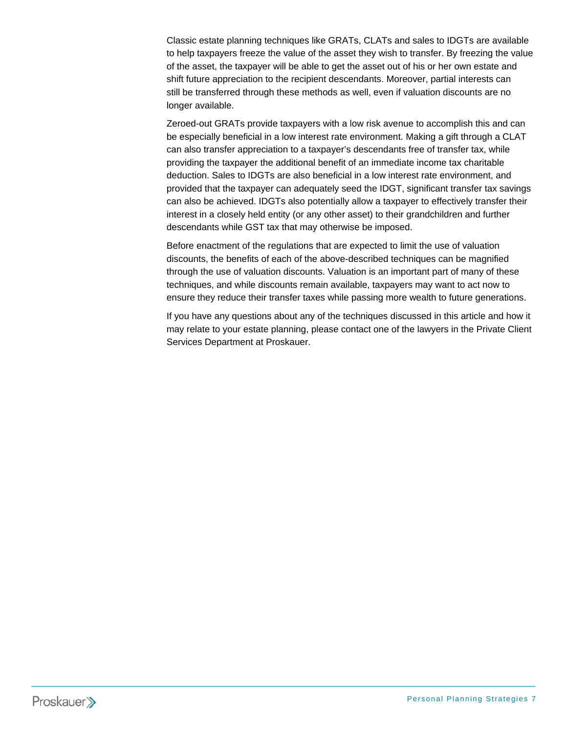Classic estate planning techniques like GRATs, CLATs and sales to IDGTs are available to help taxpayers freeze the value of the asset they wish to transfer. By freezing the value of the asset, the taxpayer will be able to get the asset out of his or her own estate and shift future appreciation to the recipient descendants. Moreover, partial interests can still be transferred through these methods as well, even if valuation discounts are no longer available.

Zeroed-out GRATs provide taxpayers with a low risk avenue to accomplish this and can be especially beneficial in a low interest rate environment. Making a gift through a CLAT can also transfer appreciation to a taxpayer's descendants free of transfer tax, while providing the taxpayer the additional benefit of an immediate income tax charitable deduction. Sales to IDGTs are also beneficial in a low interest rate environment, and provided that the taxpayer can adequately seed the IDGT, significant transfer tax savings can also be achieved. IDGTs also potentially allow a taxpayer to effectively transfer their interest in a closely held entity (or any other asset) to their grandchildren and further descendants while GST tax that may otherwise be imposed.

Before enactment of the regulations that are expected to limit the use of valuation discounts, the benefits of each of the above-described techniques can be magnified through the use of valuation discounts. Valuation is an important part of many of these techniques, and while discounts remain available, taxpayers may want to act now to ensure they reduce their transfer taxes while passing more wealth to future generations.

If you have any questions about any of the techniques discussed in this article and how it may relate to your estate planning, please contact one of the lawyers in the Private Client Services Department at Proskauer.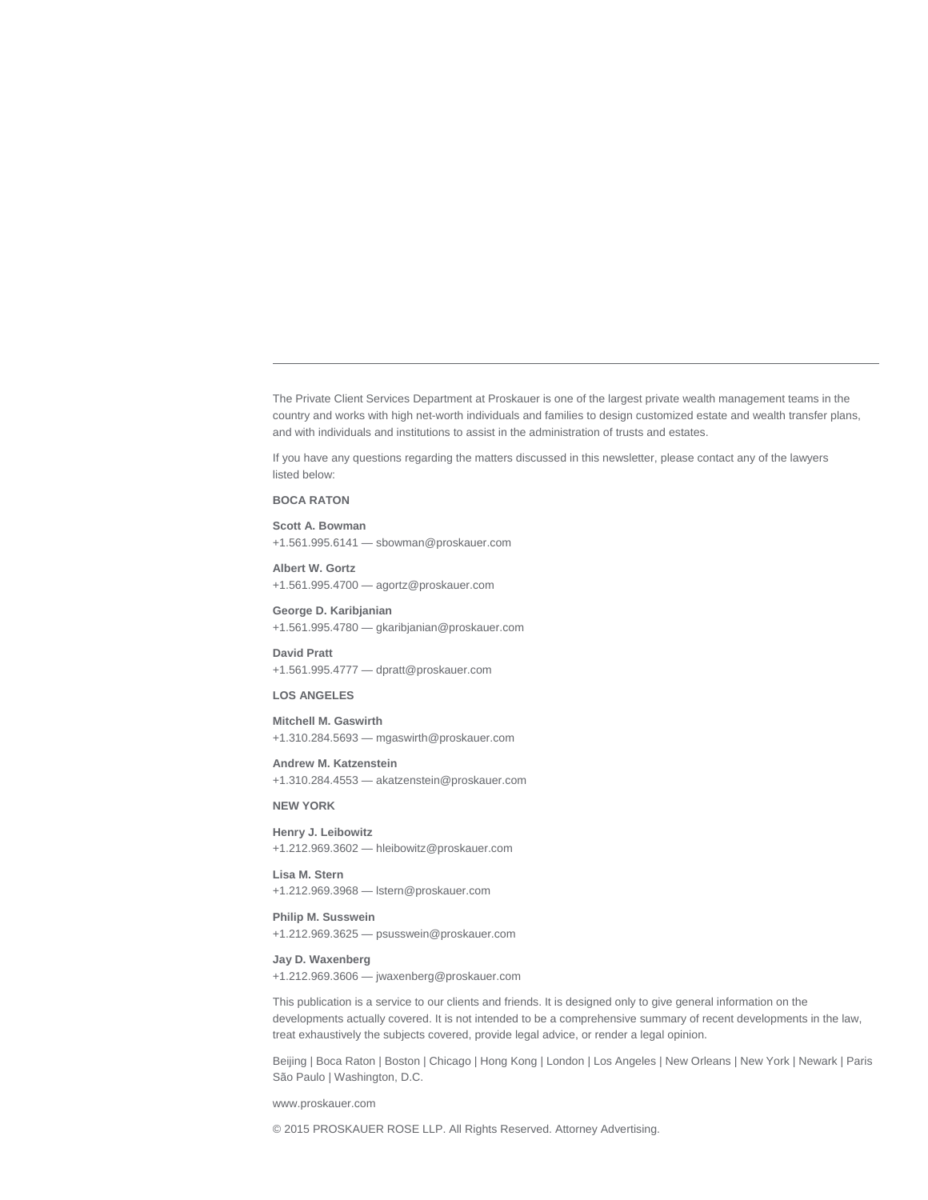---

The Private Client Services Department at Proskauer is one of the largest private wealth management teams in the country and works with high net-worth individuals and families to design customized estate and wealth transfer plans, and with individuals and institutions to assist in the administration of trusts and estates.

If you have any questions regarding the matters discussed in this newsletter, please contact any of the lawyers listed below:

**BOCA RATON**

**Scott A. Bowman**
+1.561.995.6141 — sbowman@proskauer.com

**Albert W. Gortz**
+1.561.995.4700 — agortz@proskauer.com

**George D. Karibjanian**
+1.561.995.4780 — gkaribjanian@proskauer.com

**David Pratt**
+1.561.995.4777 — dpratt@proskauer.com

**LOS ANGELES**

**Mitchell M. Gaswirth**
+1.310.284.5693 — mgaswirth@proskauer.com

**Andrew M. Katzenstein**
+1.310.284.4553 — akatzenstein@proskauer.com

**NEW YORK**

**Henry J. Leibowitz**
+1.212.969.3602 — hleibowitz@proskauer.com

**Lisa M. Stern**
+1.212.969.3968 — lstern@proskauer.com

**Philip M. Susswein**
+1.212.969.3625 — psusswein@proskauer.com

**Jay D. Waxenberg**
+1.212.969.3606 — jwaxenberg@proskauer.com

This publication is a service to our clients and friends. It is designed only to give general information on the developments actually covered. It is not intended to be a comprehensive summary of recent developments in the law, treat exhaustively the subjects covered, provide legal advice, or render a legal opinion.

Beijing | Boca Raton | Boston | Chicago | Hong Kong | London | Los Angeles | New Orleans | New York | Newark | Paris
São Paulo | Washington, D.C.

www.proskauer.com

© 2015 PROSKAUER ROSE LLP. All Rights Reserved. Attorney Advertising.